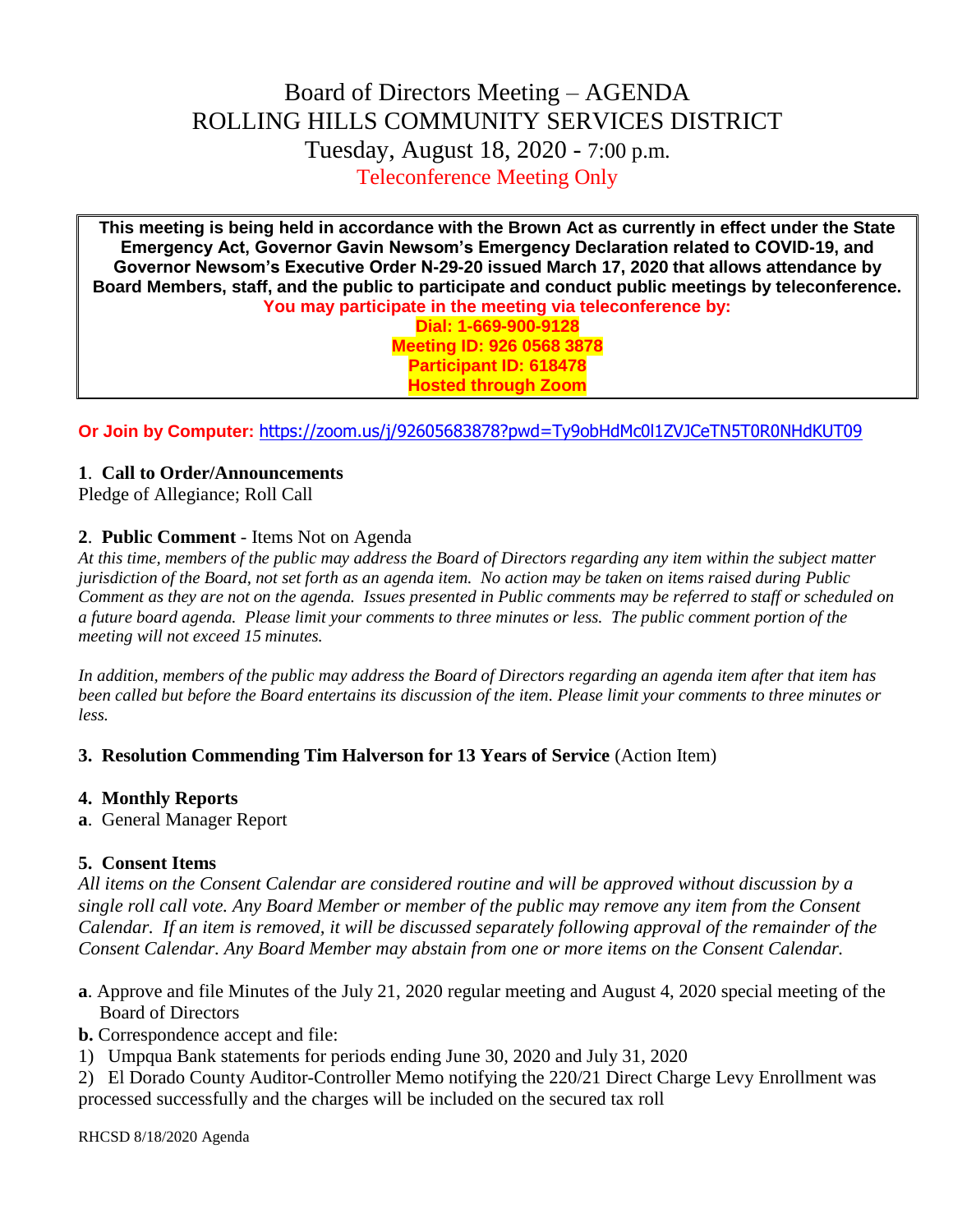# Board of Directors Meeting – AGENDA
# ROLLING HILLS COMMUNITY SERVICES DISTRICT
## Tuesday, August 18, 2020 - 7:00 p.m.
## Teleconference Meeting Only

**This meeting is being held in accordance with the Brown Act as currently in effect under the State Emergency Act, Governor Gavin Newsom's Emergency Declaration related to COVID-19, and Governor Newsom's Executive Order N-29-20 issued March 17, 2020 that allows attendance by Board Members, staff, and the public to participate and conduct public meetings by teleconference.**

**You may participate in the meeting via teleconference by:**

**Dial: 1-669-900-9128**
**Meeting ID: 926 0568 3878**
**Participant ID: 618478**
**Hosted through Zoom**

**Or Join by Computer:** https://zoom.us/j/92605683878?pwd=Ty9obHdMc0l1ZVJCeTN5T0R0NHdKUT09

**1**. **Call to Order/Announcements**
Pledge of Allegiance; Roll Call

**2**. **Public Comment** - Items Not on Agenda
*At this time, members of the public may address the Board of Directors regarding any item within the subject matter jurisdiction of the Board, not set forth as an agenda item. No action may be taken on items raised during Public Comment as they are not on the agenda. Issues presented in Public comments may be referred to staff or scheduled on a future board agenda. Please limit your comments to three minutes or less. The public comment portion of the meeting will not exceed 15 minutes.*

*In addition, members of the public may address the Board of Directors regarding an agenda item after that item has been called but before the Board entertains its discussion of the item. Please limit your comments to three minutes or less.*

**3. Resolution Commending Tim Halverson for 13 Years of Service** (Action Item)

**4. Monthly Reports**
**a**. General Manager Report

**5. Consent Items**
*All items on the Consent Calendar are considered routine and will be approved without discussion by a single roll call vote. Any Board Member or member of the public may remove any item from the Consent Calendar. If an item is removed, it will be discussed separately following approval of the remainder of the Consent Calendar. Any Board Member may abstain from one or more items on the Consent Calendar.*

**a**. Approve and file Minutes of the July 21, 2020 regular meeting and August 4, 2020 special meeting of the Board of Directors
**b.** Correspondence accept and file:
1) Umpqua Bank statements for periods ending June 30, 2020 and July 31, 2020
2) El Dorado County Auditor-Controller Memo notifying the 220/21 Direct Charge Levy Enrollment was processed successfully and the charges will be included on the secured tax roll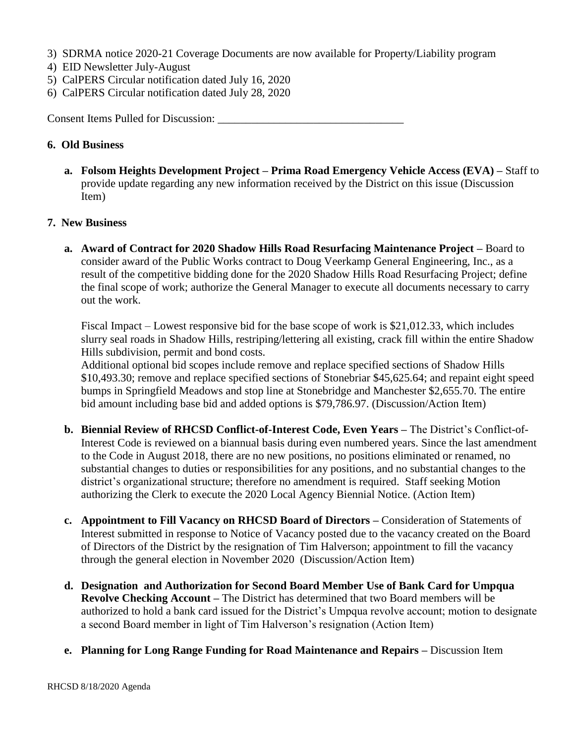3) SDRMA notice 2020-21 Coverage Documents are now available for Property/Liability program
4) EID Newsletter July-August
5) CalPERS Circular notification dated July 16, 2020
6) CalPERS Circular notification dated July 28, 2020

Consent Items Pulled for Discussion: ________________________________

## 6. Old Business

**a. Folsom Heights Development Project – Prima Road Emergency Vehicle Access (EVA) –** Staff to provide update regarding any new information received by the District on this issue (Discussion Item)

## 7. New Business

**a. Award of Contract for 2020 Shadow Hills Road Resurfacing Maintenance Project –** Board to consider award of the Public Works contract to Doug Veerkamp General Engineering, Inc., as a result of the competitive bidding done for the 2020 Shadow Hills Road Resurfacing Project; define the final scope of work; authorize the General Manager to execute all documents necessary to carry out the work.

Fiscal Impact – Lowest responsive bid for the base scope of work is $21,012.33, which includes slurry seal roads in Shadow Hills, restriping/lettering all existing, crack fill within the entire Shadow Hills subdivision, permit and bond costs.
Additional optional bid scopes include remove and replace specified sections of Shadow Hills $10,493.30; remove and replace specified sections of Stonebriar $45,625.64; and repaint eight speed bumps in Springfield Meadows and stop line at Stonebridge and Manchester $2,655.70. The entire bid amount including base bid and added options is $79,786.97. (Discussion/Action Item)

**b. Biennial Review of RHCSD Conflict-of-Interest Code, Even Years –** The District's Conflict-of-Interest Code is reviewed on a biannual basis during even numbered years. Since the last amendment to the Code in August 2018, there are no new positions, no positions eliminated or renamed, no substantial changes to duties or responsibilities for any positions, and no substantial changes to the district's organizational structure; therefore no amendment is required. Staff seeking Motion authorizing the Clerk to execute the 2020 Local Agency Biennial Notice. (Action Item)

**c. Appointment to Fill Vacancy on RHCSD Board of Directors –** Consideration of Statements of Interest submitted in response to Notice of Vacancy posted due to the vacancy created on the Board of Directors of the District by the resignation of Tim Halverson; appointment to fill the vacancy through the general election in November 2020 (Discussion/Action Item)

**d. Designation and Authorization for Second Board Member Use of Bank Card for Umpqua Revolve Checking Account –** The District has determined that two Board members will be authorized to hold a bank card issued for the District's Umpqua revolve account; motion to designate a second Board member in light of Tim Halverson's resignation (Action Item)

**e. Planning for Long Range Funding for Road Maintenance and Repairs –** Discussion Item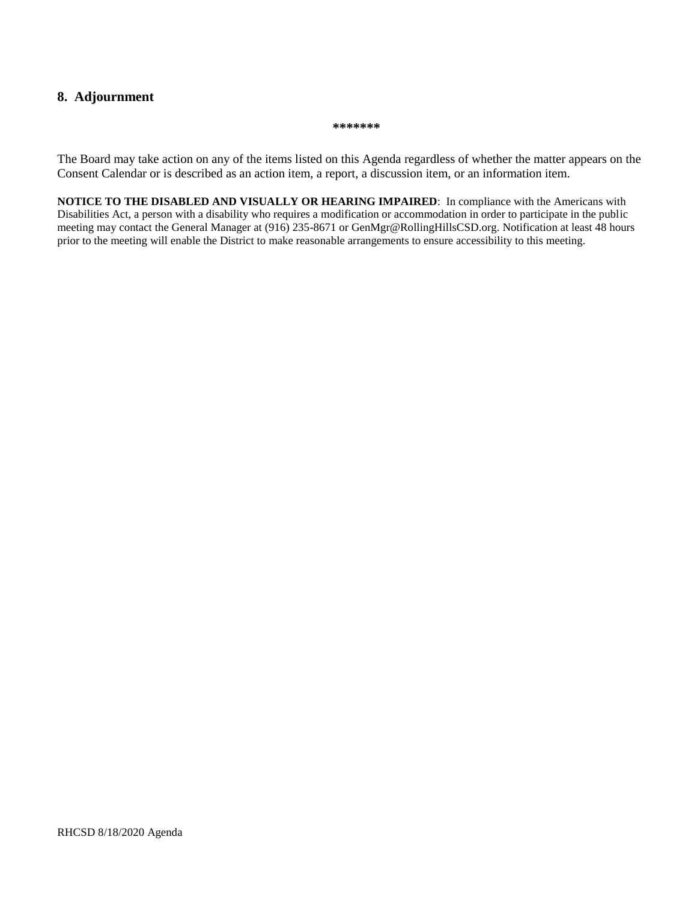## 8. Adjournment

*******

The Board may take action on any of the items listed on this Agenda regardless of whether the matter appears on the Consent Calendar or is described as an action item, a report, a discussion item, or an information item.

**NOTICE TO THE DISABLED AND VISUALLY OR HEARING IMPAIRED**: In compliance with the Americans with Disabilities Act, a person with a disability who requires a modification or accommodation in order to participate in the public meeting may contact the General Manager at (916) 235-8671 or GenMgr@RollingHillsCSD.org. Notification at least 48 hours prior to the meeting will enable the District to make reasonable arrangements to ensure accessibility to this meeting.